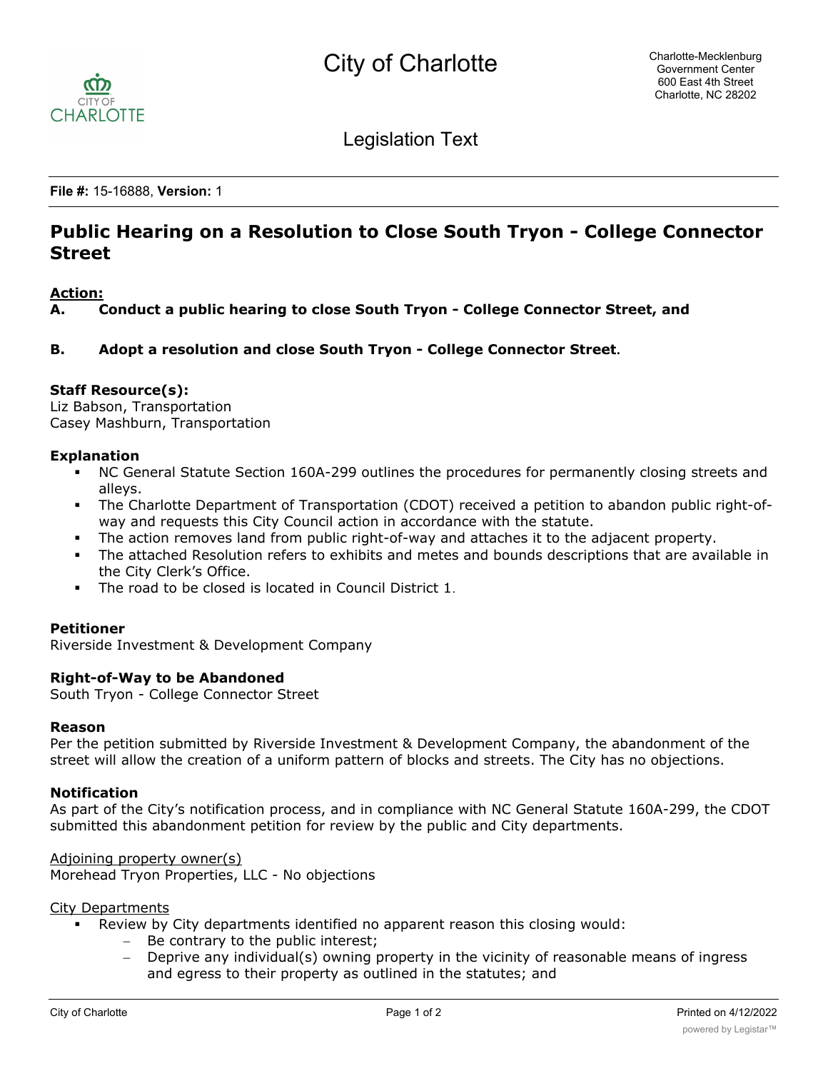# City of Charlotte

Legislation Text

**File #:** 15-16888, **Version:** 1

## Public Hearing on a Resolution to Close South Tryon - College Connector Street

**Action:**

**A. Conduct a public hearing to close South Tryon - College Connector Street, and**

**B. Adopt a resolution and close South Tryon - College Connector Street.**

**Staff Resource(s):**
Liz Babson, Transportation
Casey Mashburn, Transportation

**Explanation**

- NC General Statute Section 160A-299 outlines the procedures for permanently closing streets and alleys.
- The Charlotte Department of Transportation (CDOT) received a petition to abandon public right-of-way and requests this City Council action in accordance with the statute.
- The action removes land from public right-of-way and attaches it to the adjacent property.
- The attached Resolution refers to exhibits and metes and bounds descriptions that are available in the City Clerk's Office.
- The road to be closed is located in Council District 1.

**Petitioner**
Riverside Investment & Development Company

**Right-of-Way to be Abandoned**
South Tryon - College Connector Street

**Reason**
Per the petition submitted by Riverside Investment & Development Company, the abandonment of the street will allow the creation of a uniform pattern of blocks and streets. The City has no objections.

**Notification**
As part of the City's notification process, and in compliance with NC General Statute 160A-299, the CDOT submitted this abandonment petition for review by the public and City departments.

Adjoining property owner(s)
Morehead Tryon Properties, LLC - No objections

City Departments

- Review by City departments identified no apparent reason this closing would:
  - Be contrary to the public interest;
  - Deprive any individual(s) owning property in the vicinity of reasonable means of ingress and egress to their property as outlined in the statutes; and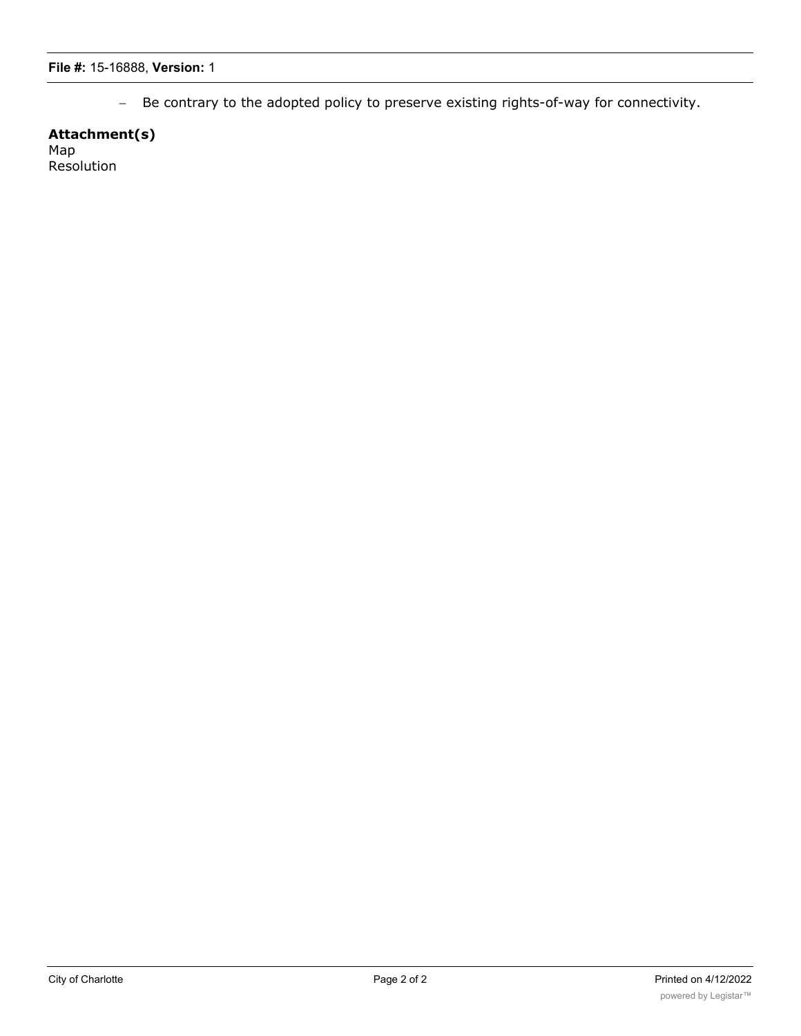- Be contrary to the adopted policy to preserve existing rights-of-way for connectivity.

**Attachment(s)**
Map
Resolution